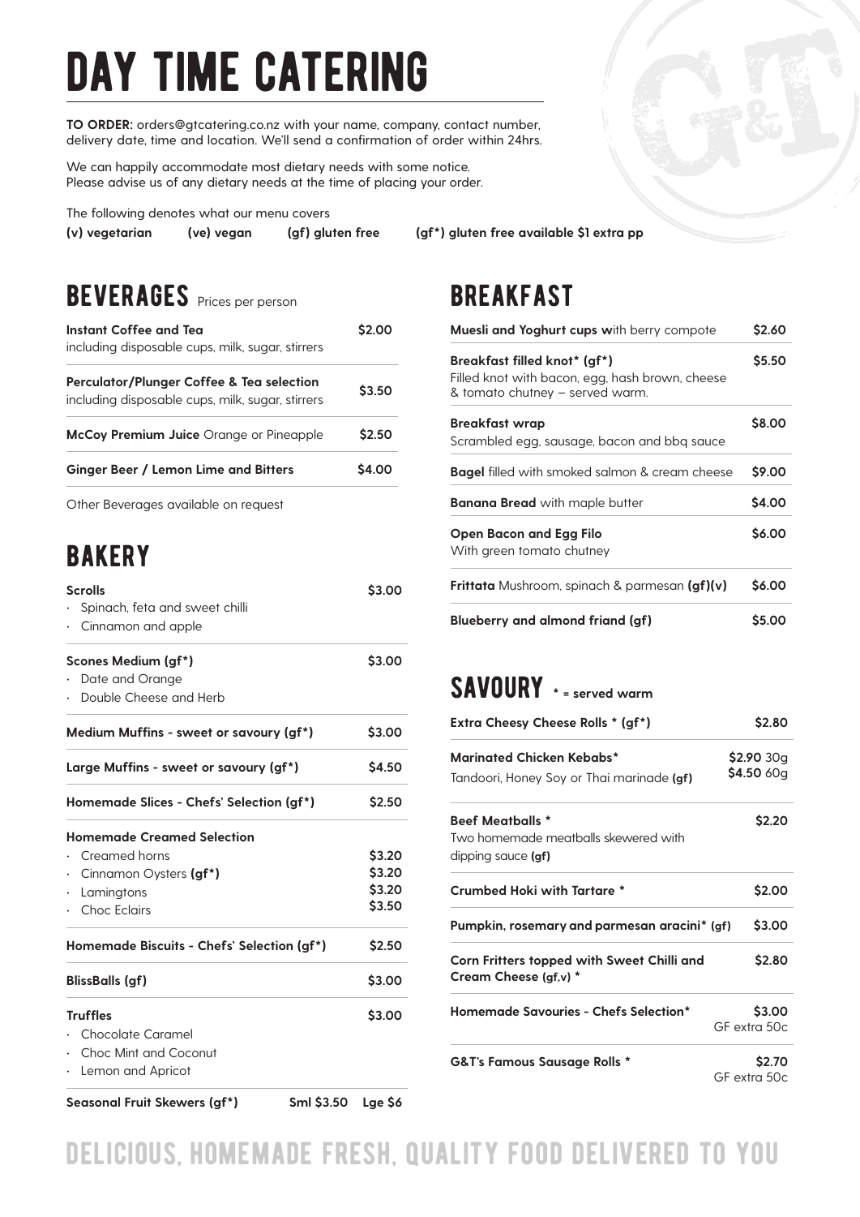# DAY TIME CATERING

**TO ORDER:** orders@gtcatering.co.nz with your name, company, contact number, delivery date, time and location. We'll send a confirmation of order within 24hrs.

We can happily accommodate most dietary needs with some notice. Please advise us of any dietary needs at the time of placing your order.

The following denotes what our menu covers

**(v) vegetarian** **(ve) vegan** **(gf) gluten free** **(gf*) gluten free available $1 extra pp**

## BEVERAGES Prices per person

| Item | Price |
|---|---|
| **Instant Coffee and Tea** including disposable cups, milk, sugar, stirrers | $2.00 |
| **Perculator/Plunger Coffee & Tea selection** including disposable cups, milk, sugar, stirrers | $3.50 |
| **McCoy Premium Juice** Orange or Pineapple | $2.50 |
| **Ginger Beer / Lemon Lime and Bitters** | $4.00 |

Other Beverages available on request

## BAKERY

| Item | Price |
|---|---|
| **Scrolls** · Spinach, feta and sweet chilli · Cinnamon and apple | $3.00 |
| **Scones Medium (gf*)** · Date and Orange · Double Cheese and Herb | $3.00 |
| **Medium Muffins - sweet or savoury (gf*)** | $3.00 |
| **Large Muffins - sweet or savoury (gf*)** | $4.50 |
| **Homemade Slices - Chefs' Selection (gf*)** | $2.50 |
| **Homemade Creamed Selection** | |
| · Creamed horns | $3.20 |
| · Cinnamon Oysters **(gf*)** | $3.20 |
| · Lamingtons | $3.20 |
| · Choc Eclairs | $3.50 |
| **Homemade Biscuits - Chefs' Selection (gf*)** | $2.50 |
| **BlissBalls (gf)** | $3.00 |
| **Truffles** · Chocolate Caramel · Choc Mint and Coconut · Lemon and Apricot | $3.00 |
| **Seasonal Fruit Skewers (gf*)** | Sml $3.50 Lge $6 |

## BREAKFAST

| Item | Price |
|---|---|
| **Muesli and Yoghurt cups w**ith berry compote | $2.60 |
| **Breakfast filled knot* (gf*)** Filled knot with bacon, egg, hash brown, cheese & tomato chutney – served warm. | $5.50 |
| **Breakfast wrap** Scrambled egg, sausage, bacon and bbq sauce | $8.00 |
| **Bagel** filled with smoked salmon & cream cheese | $9.00 |
| **Banana Bread** with maple butter | $4.00 |
| **Open Bacon and Egg Filo** With green tomato chutney | $6.00 |
| **Frittata** Mushroom, spinach & parmesan **(gf)(v)** | $6.00 |
| **Blueberry and almond friand (gf)** | $5.00 |

## SAVOURY * = served warm

| Item | Price |
|---|---|
| **Extra Cheesy Cheese Rolls * (gf*)** | $2.80 |
| **Marinated Chicken Kebabs*** Tandoori, Honey Soy or Thai marinade **(gf)** | **$2.90** 30g **$4.50** 60g |
| **Beef Meatballs *** Two homemade meatballs skewered with dipping sauce **(gf)** | $2.20 |
| **Crumbed Hoki with Tartare *** | $2.00 |
| **Pumpkin, rosemary and parmesan aracini* (gf)** | $3.00 |
| **Corn Fritters topped with Sweet Chilli and Cream Cheese (gf,v) *** | $2.80 |
| **Homemade Savouries - Chefs Selection*** | $3.00 GF extra 50c |
| **G&T's Famous Sausage Rolls *** | $2.70 GF extra 50c |

## DELICIOUS, HOMEMADE FRESH, QUALITY FOOD DELIVERED TO YOU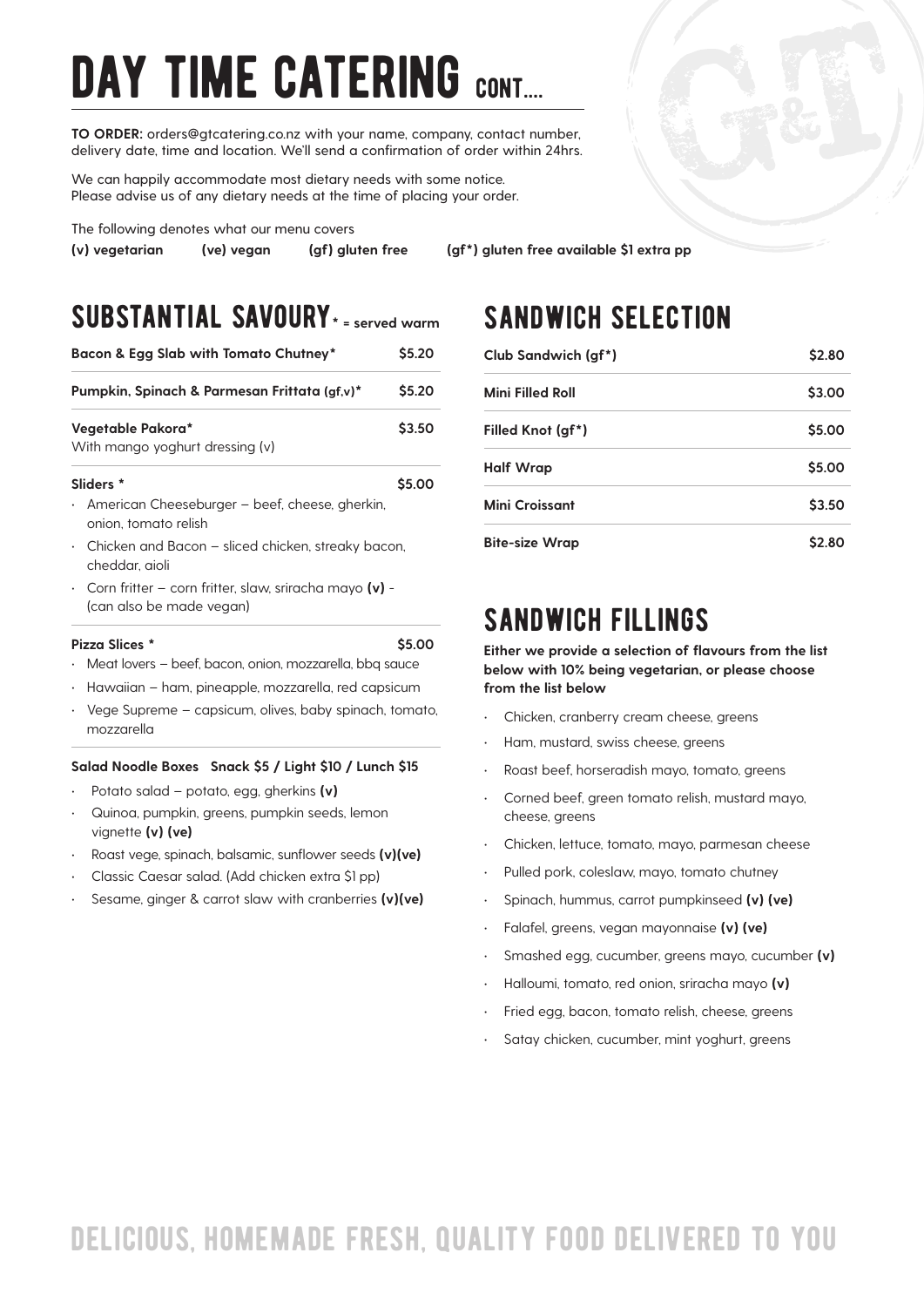# DAY TIME CATERING CONT....

**TO ORDER:** orders@gtcatering.co.nz with your name, company, contact number, delivery date, time and location. We'll send a confirmation of order within 24hrs.

We can happily accommodate most dietary needs with some notice. Please advise us of any dietary needs at the time of placing your order.

The following denotes what our menu covers

**(v) vegetarian** **(ve) vegan** **(gf) gluten free** **(gf*) gluten free available $1 extra pp**

## SUBSTANTIAL SAVOURY * = served warm

| | |
|---|---|
| **Bacon & Egg Slab with Tomato Chutney*** | **$5.20** |
| **Pumpkin, Spinach & Parmesan Frittata (gf,v)*** | **$5.20** |
| **Vegetable Pakora*** With mango yoghurt dressing (v) | **$3.50** |

**Sliders *** **$5.00**

- American Cheeseburger – beef, cheese, gherkin, onion, tomato relish
- Chicken and Bacon – sliced chicken, streaky bacon, cheddar, aioli
- Corn fritter – corn fritter, slaw, sriracha mayo **(v)** - (can also be made vegan)

**Pizza Slices *** **$5.00**

- Meat lovers – beef, bacon, onion, mozzarella, bbq sauce
- Hawaiian – ham, pineapple, mozzarella, red capsicum
- Vege Supreme – capsicum, olives, baby spinach, tomato, mozzarella

**Salad Noodle Boxes Snack $5 / Light $10 / Lunch $15**

- Potato salad – potato, egg, gherkins **(v)**
- Quinoa, pumpkin, greens, pumpkin seeds, lemon vignette **(v) (ve)**
- Roast vege, spinach, balsamic, sunflower seeds **(v)(ve)**
- Classic Caesar salad. (Add chicken extra $1 pp)
- Sesame, ginger & carrot slaw with cranberries **(v)(ve)**

## SANDWICH SELECTION

| | |
|---|---|
| **Club Sandwich (gf*)** | **$2.80** |
| **Mini Filled Roll** | **$3.00** |
| **Filled Knot (gf*)** | **$5.00** |
| **Half Wrap** | **$5.00** |
| **Mini Croissant** | **$3.50** |
| **Bite-size Wrap** | **$2.80** |

## SANDWICH FILLINGS

**Either we provide a selection of flavours from the list below with 10% being vegetarian, or please choose from the list below**

- Chicken, cranberry cream cheese, greens
- Ham, mustard, swiss cheese, greens
- Roast beef, horseradish mayo, tomato, greens
- Corned beef, green tomato relish, mustard mayo, cheese, greens
- Chicken, lettuce, tomato, mayo, parmesan cheese
- Pulled pork, coleslaw, mayo, tomato chutney
- Spinach, hummus, carrot pumpkinseed **(v) (ve)**
- Falafel, greens, vegan mayonnaise **(v) (ve)**
- Smashed egg, cucumber, greens mayo, cucumber **(v)**
- Halloumi, tomato, red onion, sriracha mayo **(v)**
- Fried egg, bacon, tomato relish, cheese, greens
- Satay chicken, cucumber, mint yoghurt, greens

DELICIOUS, HOMEMADE FRESH, QUALITY FOOD DELIVERED TO YOU